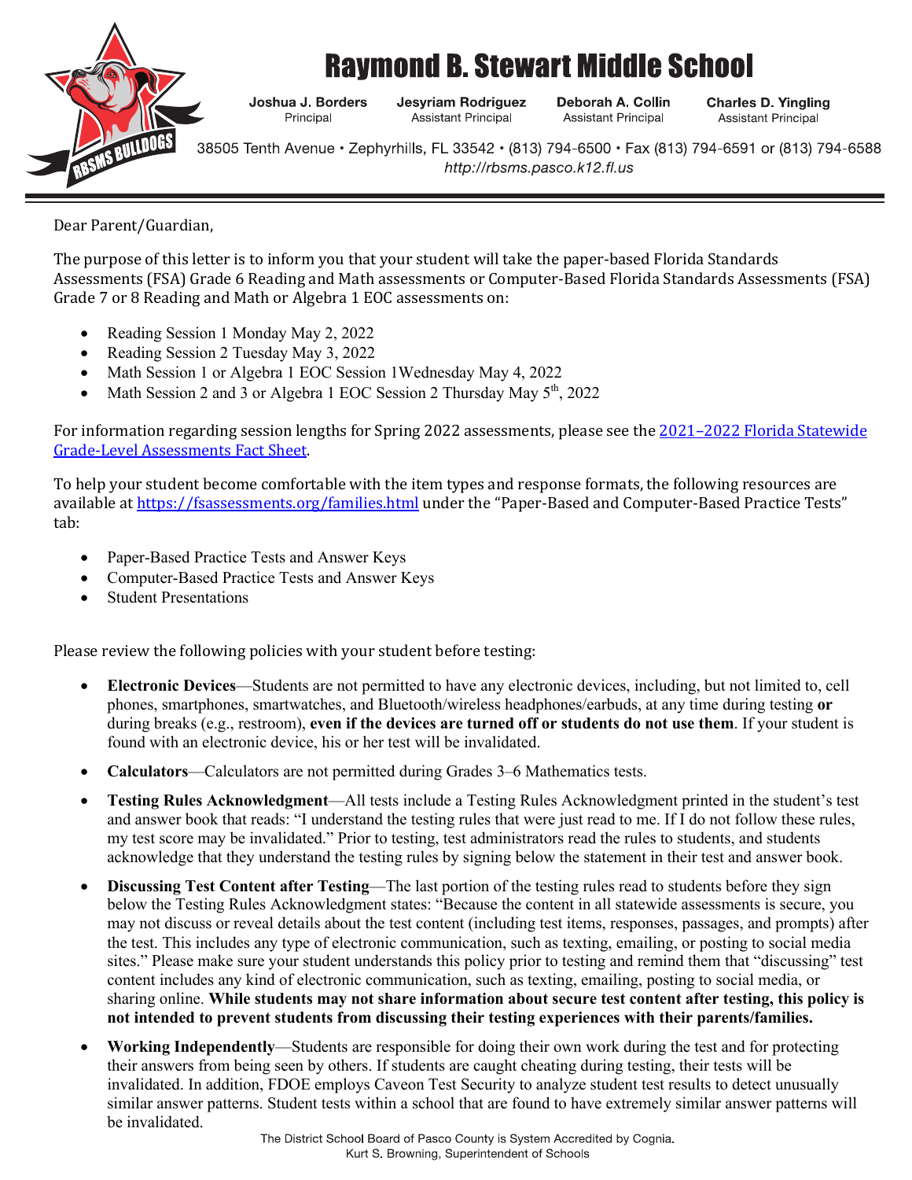# Raymond B. Stewart Middle School

**Joshua J. Borders**
Principal

**Jesyriam Rodriguez**
Assistant Principal

**Deborah A. Collin**
Assistant Principal

**Charles D. Yingling**
Assistant Principal

38505 Tenth Avenue • Zephyrhills, FL 33542 • (813) 794-6500 • Fax (813) 794-6591 or (813) 794-6588
*http://rbsms.pasco.k12.fl.us*

---

Dear Parent/Guardian,

The purpose of this letter is to inform you that your student will take the paper-based Florida Standards Assessments (FSA) Grade 6 Reading and Math assessments or Computer-Based Florida Standards Assessments (FSA) Grade 7 or 8 Reading and Math or Algebra 1 EOC assessments on:

- Reading Session 1 Monday May 2, 2022
- Reading Session 2 Tuesday May 3, 2022
- Math Session 1 or Algebra 1 EOC Session 1Wednesday May 4, 2022
- Math Session 2 and 3 or Algebra 1 EOC Session 2 Thursday May 5th, 2022

For information regarding session lengths for Spring 2022 assessments, please see the [2021–2022 Florida Statewide Grade-Level Assessments Fact Sheet](#).

To help your student become comfortable with the item types and response formats, the following resources are available at [https://fsassessments.org/families.html](https://fsassessments.org/families.html) under the "Paper-Based and Computer-Based Practice Tests" tab:

- Paper-Based Practice Tests and Answer Keys
- Computer-Based Practice Tests and Answer Keys
- Student Presentations

Please review the following policies with your student before testing:

- **Electronic Devices**—Students are not permitted to have any electronic devices, including, but not limited to, cell phones, smartphones, smartwatches, and Bluetooth/wireless headphones/earbuds, at any time during testing **or** during breaks (e.g., restroom), **even if the devices are turned off or students do not use them**. If your student is found with an electronic device, his or her test will be invalidated.
- **Calculators**—Calculators are not permitted during Grades 3–6 Mathematics tests.
- **Testing Rules Acknowledgment**—All tests include a Testing Rules Acknowledgment printed in the student's test and answer book that reads: "I understand the testing rules that were just read to me. If I do not follow these rules, my test score may be invalidated." Prior to testing, test administrators read the rules to students, and students acknowledge that they understand the testing rules by signing below the statement in their test and answer book.
- **Discussing Test Content after Testing**—The last portion of the testing rules read to students before they sign below the Testing Rules Acknowledgment states: "Because the content in all statewide assessments is secure, you may not discuss or reveal details about the test content (including test items, responses, passages, and prompts) after the test. This includes any type of electronic communication, such as texting, emailing, or posting to social media sites." Please make sure your student understands this policy prior to testing and remind them that "discussing" test content includes any kind of electronic communication, such as texting, emailing, posting to social media, or sharing online. **While students may not share information about secure test content after testing, this policy is not intended to prevent students from discussing their testing experiences with their parents/families.**
- **Working Independently**—Students are responsible for doing their own work during the test and for protecting their answers from being seen by others. If students are caught cheating during testing, their tests will be invalidated. In addition, FDOE employs Caveon Test Security to analyze student test results to detect unusually similar answer patterns. Student tests within a school that are found to have extremely similar answer patterns will be invalidated.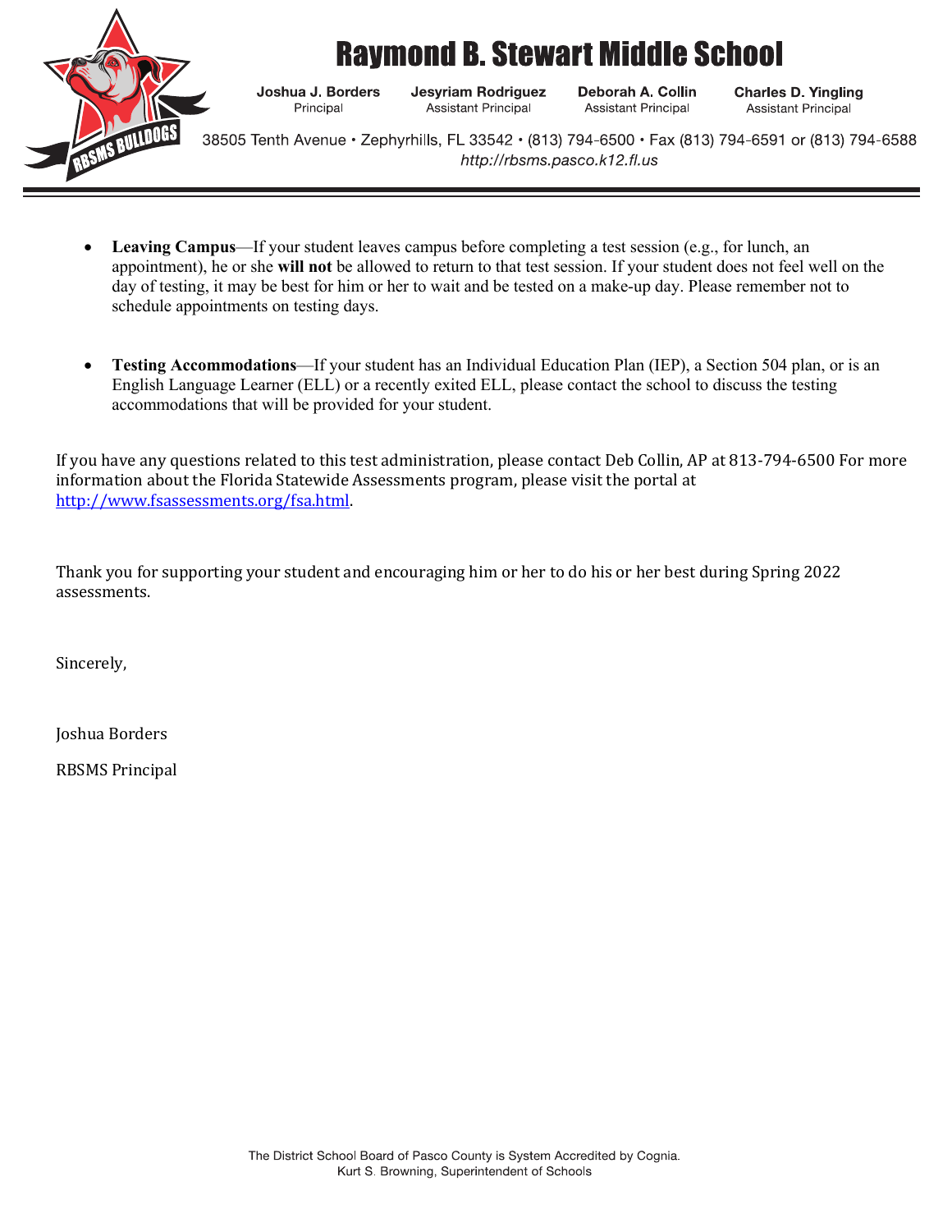- **Leaving Campus**—If your student leaves campus before completing a test session (e.g., for lunch, an appointment), he or she **will not** be allowed to return to that test session. If your student does not feel well on the day of testing, it may be best for him or her to wait and be tested on a make-up day. Please remember not to schedule appointments on testing days.

- **Testing Accommodations**—If your student has an Individual Education Plan (IEP), a Section 504 plan, or is an English Language Learner (ELL) or a recently exited ELL, please contact the school to discuss the testing accommodations that will be provided for your student.

If you have any questions related to this test administration, please contact Deb Collin, AP at 813-794-6500 For more information about the Florida Statewide Assessments program, please visit the portal at http://www.fsassessments.org/fsa.html.

Thank you for supporting your student and encouraging him or her to do his or her best during Spring 2022 assessments.

Sincerely,

Joshua Borders

RBSMS Principal